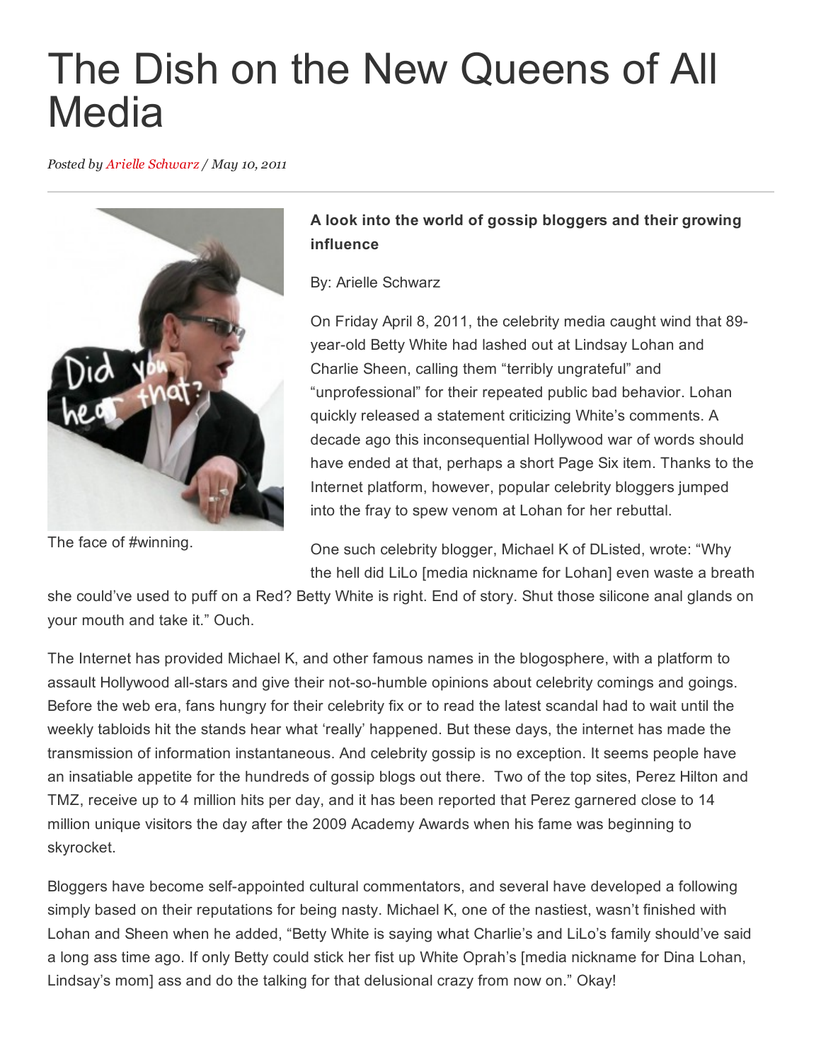# The Dish on the New Queens of All Media

*Posted by Arielle Schwarz / May 10, 2011*

The face of #winning.

**A look into the world of gossip bloggers and their growing influence**

By: Arielle Schwarz

On Friday April 8, 2011, the celebrity media caught wind that 89-year-old Betty White had lashed out at Lindsay Lohan and Charlie Sheen, calling them "terribly ungrateful" and "unprofessional" for their repeated public bad behavior. Lohan quickly released a statement criticizing White's comments. A decade ago this inconsequential Hollywood war of words should have ended at that, perhaps a short Page Six item. Thanks to the Internet platform, however, popular celebrity bloggers jumped into the fray to spew venom at Lohan for her rebuttal.

One such celebrity blogger, Michael K of DListed, wrote: "Why the hell did LiLo [media nickname for Lohan] even waste a breath she could've used to puff on a Red? Betty White is right. End of story. Shut those silicone anal glands on your mouth and take it." Ouch.

The Internet has provided Michael K, and other famous names in the blogosphere, with a platform to assault Hollywood all-stars and give their not-so-humble opinions about celebrity comings and goings. Before the web era, fans hungry for their celebrity fix or to read the latest scandal had to wait until the weekly tabloids hit the stands hear what 'really' happened. But these days, the internet has made the transmission of information instantaneous. And celebrity gossip is no exception. It seems people have an insatiable appetite for the hundreds of gossip blogs out there. Two of the top sites, Perez Hilton and TMZ, receive up to 4 million hits per day, and it has been reported that Perez garnered close to 14 million unique visitors the day after the 2009 Academy Awards when his fame was beginning to skyrocket.

Bloggers have become self-appointed cultural commentators, and several have developed a following simply based on their reputations for being nasty. Michael K, one of the nastiest, wasn't finished with Lohan and Sheen when he added, "Betty White is saying what Charlie's and LiLo's family should've said a long ass time ago. If only Betty could stick her fist up White Oprah's [media nickname for Dina Lohan, Lindsay's mom] ass and do the talking for that delusional crazy from now on." Okay!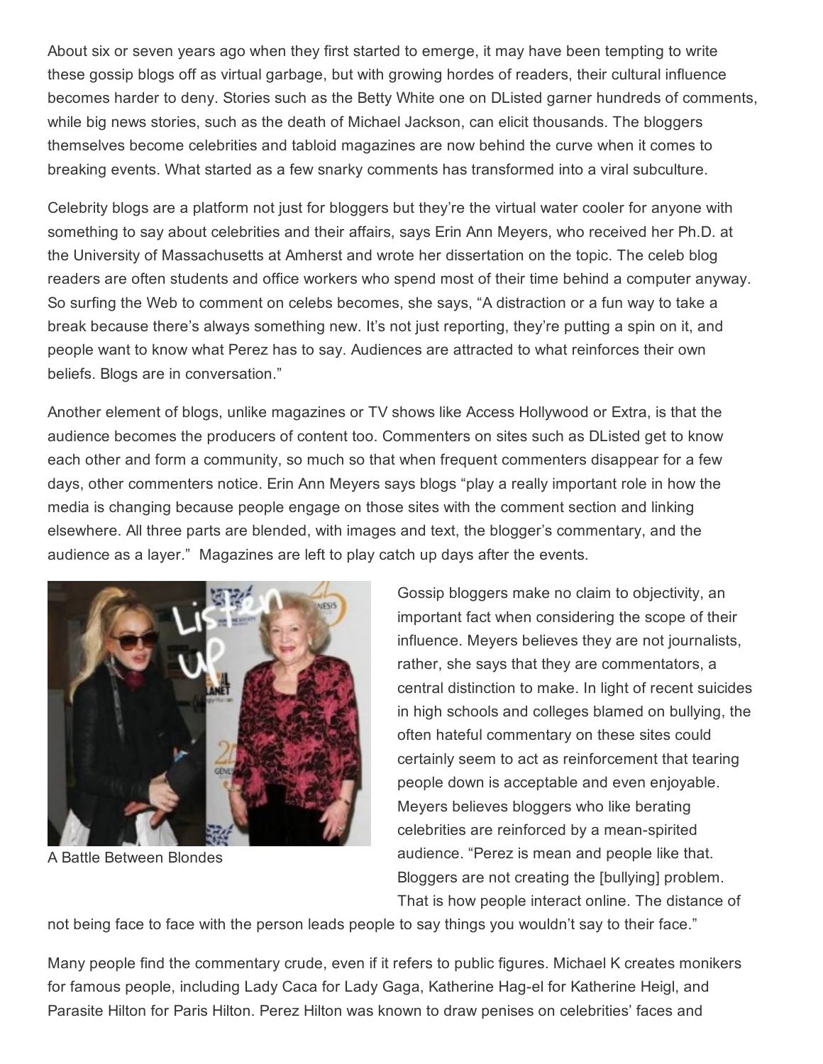About six or seven years ago when they first started to emerge, it may have been tempting to write these gossip blogs off as virtual garbage, but with growing hordes of readers, their cultural influence becomes harder to deny. Stories such as the Betty White one on DListed garner hundreds of comments, while big news stories, such as the death of Michael Jackson, can elicit thousands. The bloggers themselves become celebrities and tabloid magazines are now behind the curve when it comes to breaking events. What started as a few snarky comments has transformed into a viral subculture.

Celebrity blogs are a platform not just for bloggers but they're the virtual water cooler for anyone with something to say about celebrities and their affairs, says Erin Ann Meyers, who received her Ph.D. at the University of Massachusetts at Amherst and wrote her dissertation on the topic. The celeb blog readers are often students and office workers who spend most of their time behind a computer anyway. So surfing the Web to comment on celebs becomes, she says, "A distraction or a fun way to take a break because there's always something new. It's not just reporting, they're putting a spin on it, and people want to know what Perez has to say. Audiences are attracted to what reinforces their own beliefs. Blogs are in conversation."

Another element of blogs, unlike magazines or TV shows like Access Hollywood or Extra, is that the audience becomes the producers of content too. Commenters on sites such as DListed get to know each other and form a community, so much so that when frequent commenters disappear for a few days, other commenters notice. Erin Ann Meyers says blogs "play a really important role in how the media is changing because people engage on those sites with the comment section and linking elsewhere. All three parts are blended, with images and text, the blogger's commentary, and the audience as a layer." Magazines are left to play catch up days after the events.

A Battle Between Blondes

Gossip bloggers make no claim to objectivity, an important fact when considering the scope of their influence. Meyers believes they are not journalists, rather, she says that they are commentators, a central distinction to make. In light of recent suicides in high schools and colleges blamed on bullying, the often hateful commentary on these sites could certainly seem to act as reinforcement that tearing people down is acceptable and even enjoyable. Meyers believes bloggers who like berating celebrities are reinforced by a mean-spirited audience. "Perez is mean and people like that. Bloggers are not creating the [bullying] problem. That is how people interact online. The distance of not being face to face with the person leads people to say things you wouldn't say to their face."

Many people find the commentary crude, even if it refers to public figures. Michael K creates monikers for famous people, including Lady Caca for Lady Gaga, Katherine Hag-el for Katherine Heigl, and Parasite Hilton for Paris Hilton. Perez Hilton was known to draw penises on celebrities' faces and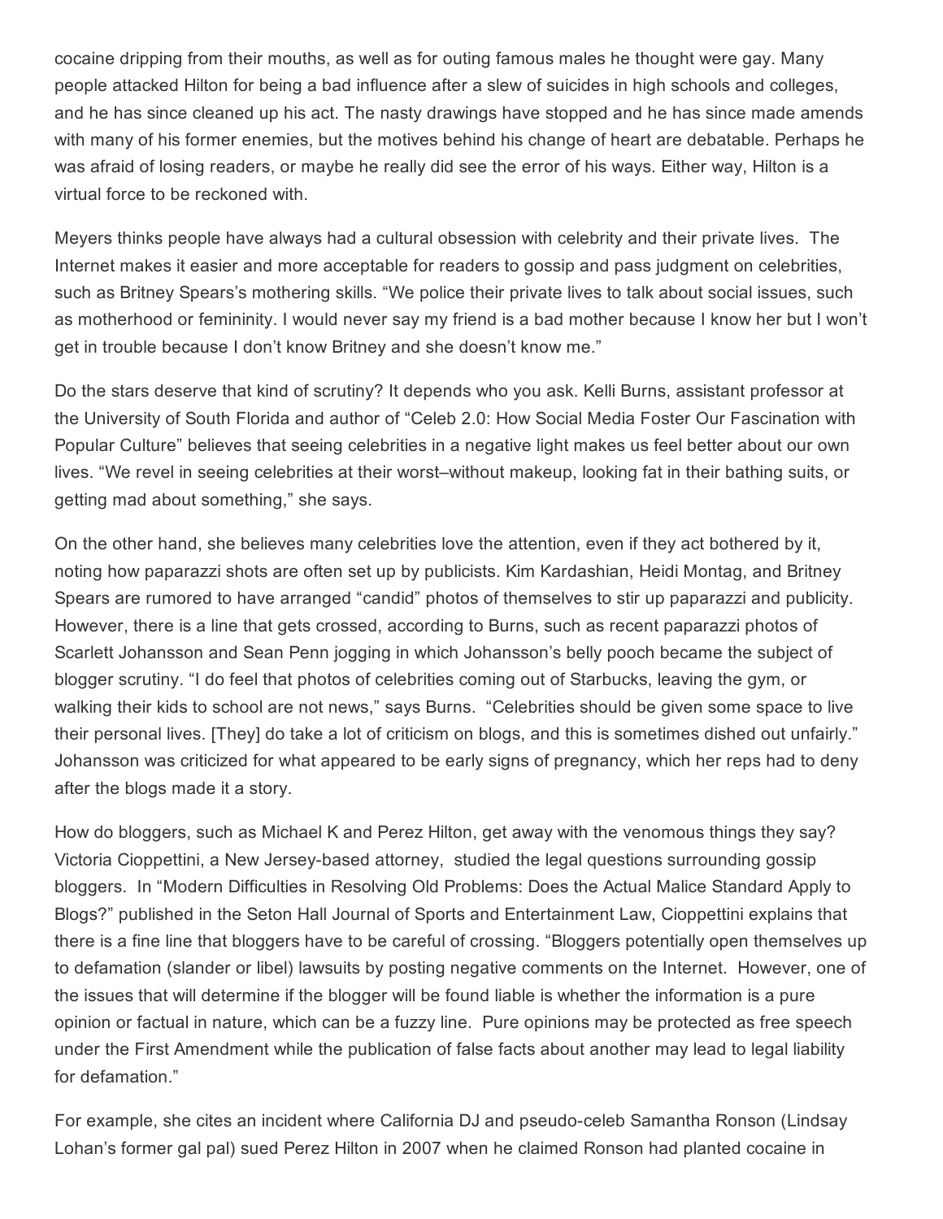cocaine dripping from their mouths, as well as for outing famous males he thought were gay. Many people attacked Hilton for being a bad influence after a slew of suicides in high schools and colleges, and he has since cleaned up his act. The nasty drawings have stopped and he has since made amends with many of his former enemies, but the motives behind his change of heart are debatable. Perhaps he was afraid of losing readers, or maybe he really did see the error of his ways. Either way, Hilton is a virtual force to be reckoned with.

Meyers thinks people have always had a cultural obsession with celebrity and their private lives. The Internet makes it easier and more acceptable for readers to gossip and pass judgment on celebrities, such as Britney Spears's mothering skills. "We police their private lives to talk about social issues, such as motherhood or femininity. I would never say my friend is a bad mother because I know her but I won't get in trouble because I don't know Britney and she doesn't know me."

Do the stars deserve that kind of scrutiny? It depends who you ask. Kelli Burns, assistant professor at the University of South Florida and author of "Celeb 2.0: How Social Media Foster Our Fascination with Popular Culture" believes that seeing celebrities in a negative light makes us feel better about our own lives. "We revel in seeing celebrities at their worst–without makeup, looking fat in their bathing suits, or getting mad about something," she says.

On the other hand, she believes many celebrities love the attention, even if they act bothered by it, noting how paparazzi shots are often set up by publicists. Kim Kardashian, Heidi Montag, and Britney Spears are rumored to have arranged "candid" photos of themselves to stir up paparazzi and publicity. However, there is a line that gets crossed, according to Burns, such as recent paparazzi photos of Scarlett Johansson and Sean Penn jogging in which Johansson's belly pooch became the subject of blogger scrutiny. "I do feel that photos of celebrities coming out of Starbucks, leaving the gym, or walking their kids to school are not news," says Burns. "Celebrities should be given some space to live their personal lives. [They] do take a lot of criticism on blogs, and this is sometimes dished out unfairly." Johansson was criticized for what appeared to be early signs of pregnancy, which her reps had to deny after the blogs made it a story.

How do bloggers, such as Michael K and Perez Hilton, get away with the venomous things they say? Victoria Cioppettini, a New Jersey-based attorney, studied the legal questions surrounding gossip bloggers. In "Modern Difficulties in Resolving Old Problems: Does the Actual Malice Standard Apply to Blogs?" published in the Seton Hall Journal of Sports and Entertainment Law, Cioppettini explains that there is a fine line that bloggers have to be careful of crossing. "Bloggers potentially open themselves up to defamation (slander or libel) lawsuits by posting negative comments on the Internet. However, one of the issues that will determine if the blogger will be found liable is whether the information is a pure opinion or factual in nature, which can be a fuzzy line. Pure opinions may be protected as free speech under the First Amendment while the publication of false facts about another may lead to legal liability for defamation."

For example, she cites an incident where California DJ and pseudo-celeb Samantha Ronson (Lindsay Lohan's former gal pal) sued Perez Hilton in 2007 when he claimed Ronson had planted cocaine in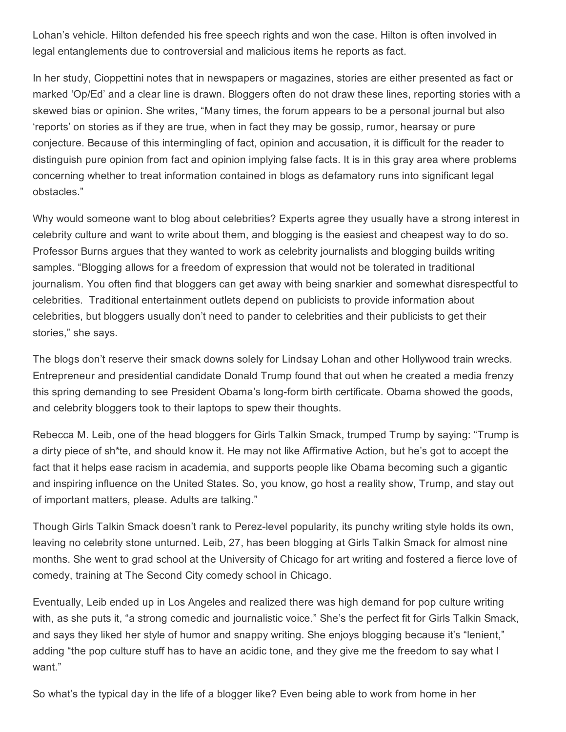Lohan's vehicle. Hilton defended his free speech rights and won the case. Hilton is often involved in legal entanglements due to controversial and malicious items he reports as fact.

In her study, Cioppettini notes that in newspapers or magazines, stories are either presented as fact or marked 'Op/Ed' and a clear line is drawn. Bloggers often do not draw these lines, reporting stories with a skewed bias or opinion. She writes, "Many times, the forum appears to be a personal journal but also 'reports' on stories as if they are true, when in fact they may be gossip, rumor, hearsay or pure conjecture. Because of this intermingling of fact, opinion and accusation, it is difficult for the reader to distinguish pure opinion from fact and opinion implying false facts. It is in this gray area where problems concerning whether to treat information contained in blogs as defamatory runs into significant legal obstacles."

Why would someone want to blog about celebrities? Experts agree they usually have a strong interest in celebrity culture and want to write about them, and blogging is the easiest and cheapest way to do so. Professor Burns argues that they wanted to work as celebrity journalists and blogging builds writing samples. "Blogging allows for a freedom of expression that would not be tolerated in traditional journalism. You often find that bloggers can get away with being snarkier and somewhat disrespectful to celebrities. Traditional entertainment outlets depend on publicists to provide information about celebrities, but bloggers usually don't need to pander to celebrities and their publicists to get their stories," she says.

The blogs don't reserve their smack downs solely for Lindsay Lohan and other Hollywood train wrecks. Entrepreneur and presidential candidate Donald Trump found that out when he created a media frenzy this spring demanding to see President Obama's long-form birth certificate. Obama showed the goods, and celebrity bloggers took to their laptops to spew their thoughts.

Rebecca M. Leib, one of the head bloggers for Girls Talkin Smack, trumped Trump by saying: "Trump is a dirty piece of sh*te, and should know it. He may not like Affirmative Action, but he's got to accept the fact that it helps ease racism in academia, and supports people like Obama becoming such a gigantic and inspiring influence on the United States. So, you know, go host a reality show, Trump, and stay out of important matters, please. Adults are talking."

Though Girls Talkin Smack doesn't rank to Perez-level popularity, its punchy writing style holds its own, leaving no celebrity stone unturned. Leib, 27, has been blogging at Girls Talkin Smack for almost nine months. She went to grad school at the University of Chicago for art writing and fostered a fierce love of comedy, training at The Second City comedy school in Chicago.

Eventually, Leib ended up in Los Angeles and realized there was high demand for pop culture writing with, as she puts it, "a strong comedic and journalistic voice." She's the perfect fit for Girls Talkin Smack, and says they liked her style of humor and snappy writing. She enjoys blogging because it's "lenient," adding "the pop culture stuff has to have an acidic tone, and they give me the freedom to say what I want."

So what's the typical day in the life of a blogger like? Even being able to work from home in her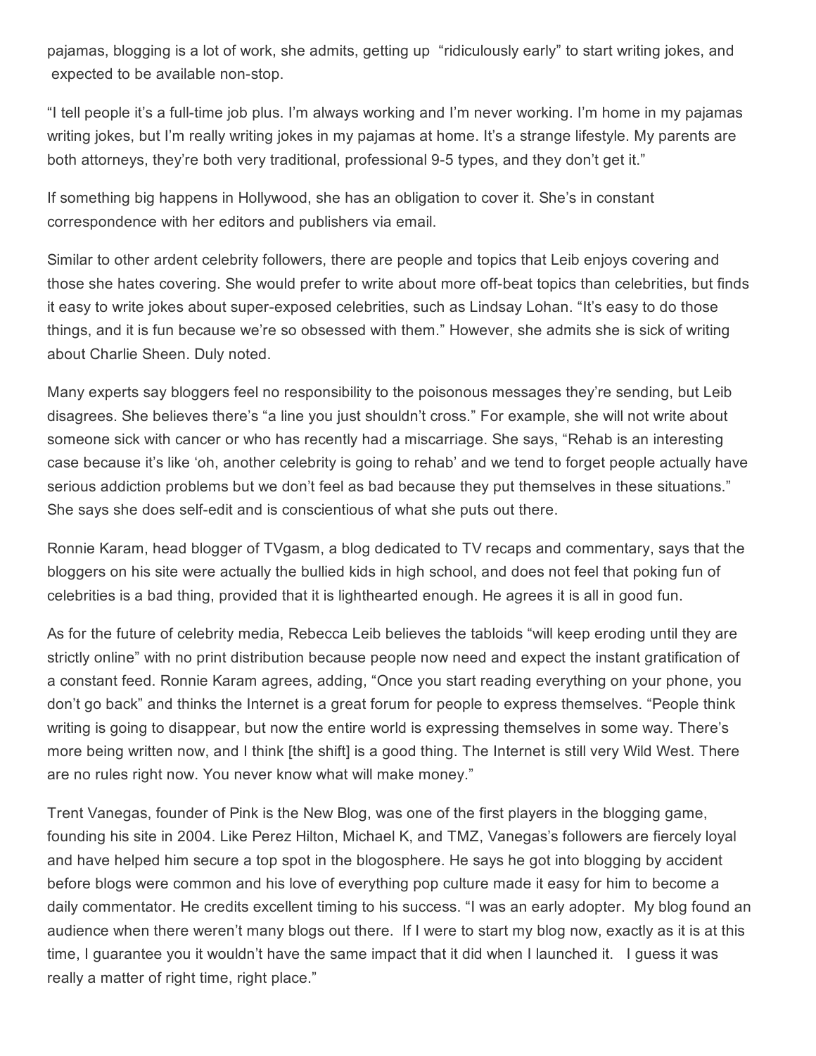pajamas, blogging is a lot of work, she admits, getting up "ridiculously early" to start writing jokes, and expected to be available non-stop.

"I tell people it's a full-time job plus. I'm always working and I'm never working. I'm home in my pajamas writing jokes, but I'm really writing jokes in my pajamas at home. It's a strange lifestyle. My parents are both attorneys, they're both very traditional, professional 9-5 types, and they don't get it."

If something big happens in Hollywood, she has an obligation to cover it. She's in constant correspondence with her editors and publishers via email.

Similar to other ardent celebrity followers, there are people and topics that Leib enjoys covering and those she hates covering. She would prefer to write about more off-beat topics than celebrities, but finds it easy to write jokes about super-exposed celebrities, such as Lindsay Lohan. "It's easy to do those things, and it is fun because we're so obsessed with them." However, she admits she is sick of writing about Charlie Sheen. Duly noted.

Many experts say bloggers feel no responsibility to the poisonous messages they're sending, but Leib disagrees. She believes there's "a line you just shouldn't cross." For example, she will not write about someone sick with cancer or who has recently had a miscarriage. She says, "Rehab is an interesting case because it's like 'oh, another celebrity is going to rehab' and we tend to forget people actually have serious addiction problems but we don't feel as bad because they put themselves in these situations." She says she does self-edit and is conscientious of what she puts out there.

Ronnie Karam, head blogger of TVgasm, a blog dedicated to TV recaps and commentary, says that the bloggers on his site were actually the bullied kids in high school, and does not feel that poking fun of celebrities is a bad thing, provided that it is lighthearted enough. He agrees it is all in good fun.

As for the future of celebrity media, Rebecca Leib believes the tabloids "will keep eroding until they are strictly online" with no print distribution because people now need and expect the instant gratification of a constant feed. Ronnie Karam agrees, adding, "Once you start reading everything on your phone, you don't go back" and thinks the Internet is a great forum for people to express themselves. "People think writing is going to disappear, but now the entire world is expressing themselves in some way. There's more being written now, and I think [the shift] is a good thing. The Internet is still very Wild West. There are no rules right now. You never know what will make money."

Trent Vanegas, founder of Pink is the New Blog, was one of the first players in the blogging game, founding his site in 2004. Like Perez Hilton, Michael K, and TMZ, Vanegas's followers are fiercely loyal and have helped him secure a top spot in the blogosphere. He says he got into blogging by accident before blogs were common and his love of everything pop culture made it easy for him to become a daily commentator. He credits excellent timing to his success. "I was an early adopter. My blog found an audience when there weren't many blogs out there. If I were to start my blog now, exactly as it is at this time, I guarantee you it wouldn't have the same impact that it did when I launched it. I guess it was really a matter of right time, right place."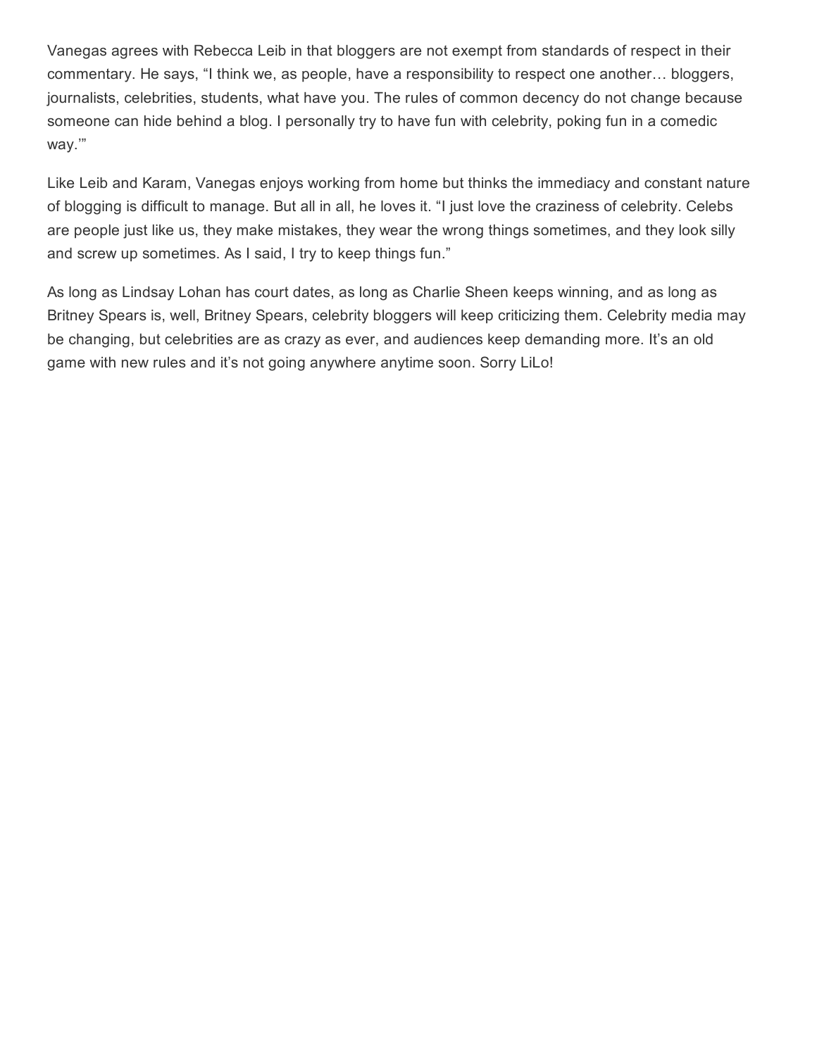Vanegas agrees with Rebecca Leib in that bloggers are not exempt from standards of respect in their commentary. He says, "I think we, as people, have a responsibility to respect one another… bloggers, journalists, celebrities, students, what have you. The rules of common decency do not change because someone can hide behind a blog. I personally try to have fun with celebrity, poking fun in a comedic way.'"

Like Leib and Karam, Vanegas enjoys working from home but thinks the immediacy and constant nature of blogging is difficult to manage. But all in all, he loves it. "I just love the craziness of celebrity. Celebs are people just like us, they make mistakes, they wear the wrong things sometimes, and they look silly and screw up sometimes. As I said, I try to keep things fun."

As long as Lindsay Lohan has court dates, as long as Charlie Sheen keeps winning, and as long as Britney Spears is, well, Britney Spears, celebrity bloggers will keep criticizing them. Celebrity media may be changing, but celebrities are as crazy as ever, and audiences keep demanding more. It's an old game with new rules and it's not going anywhere anytime soon. Sorry LiLo!